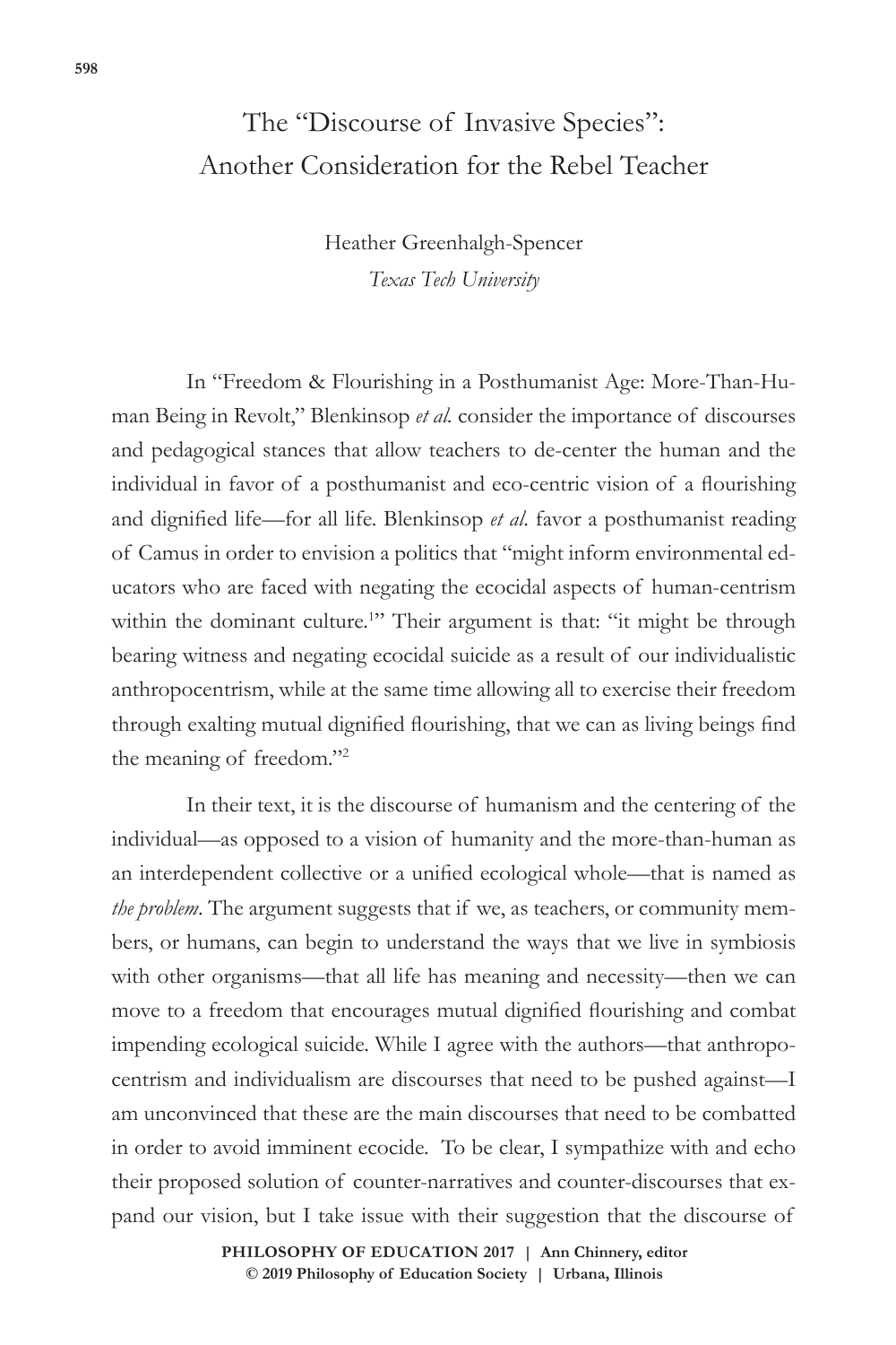# The "Discourse of Invasive Species": Another Consideration for the Rebel Teacher

Heather Greenhalgh-Spencer
*Texas Tech University*

In "Freedom & Flourishing in a Posthumanist Age: More-Than-Human Being in Revolt," Blenkinsop *et al.* consider the importance of discourses and pedagogical stances that allow teachers to de-center the human and the individual in favor of a posthumanist and eco-centric vision of a flourishing and dignified life—for all life. Blenkinsop *et al.* favor a posthumanist reading of Camus in order to envision a politics that "might inform environmental educators who are faced with negating the ecocidal aspects of human-centrism within the dominant culture.[1]" Their argument is that: "it might be through bearing witness and negating ecocidal suicide as a result of our individualistic anthropocentrism, while at the same time allowing all to exercise their freedom through exalting mutual dignified flourishing, that we can as living beings find the meaning of freedom."[2]

In their text, it is the discourse of humanism and the centering of the individual—as opposed to a vision of humanity and the more-than-human as an interdependent collective or a unified ecological whole—that is named as *the problem*. The argument suggests that if we, as teachers, or community members, or humans, can begin to understand the ways that we live in symbiosis with other organisms—that all life has meaning and necessity—then we can move to a freedom that encourages mutual dignified flourishing and combat impending ecological suicide. While I agree with the authors—that anthropocentrism and individualism are discourses that need to be pushed against—I am unconvinced that these are the main discourses that need to be combatted in order to avoid imminent ecocide. To be clear, I sympathize with and echo their proposed solution of counter-narratives and counter-discourses that expand our vision, but I take issue with their suggestion that the discourse of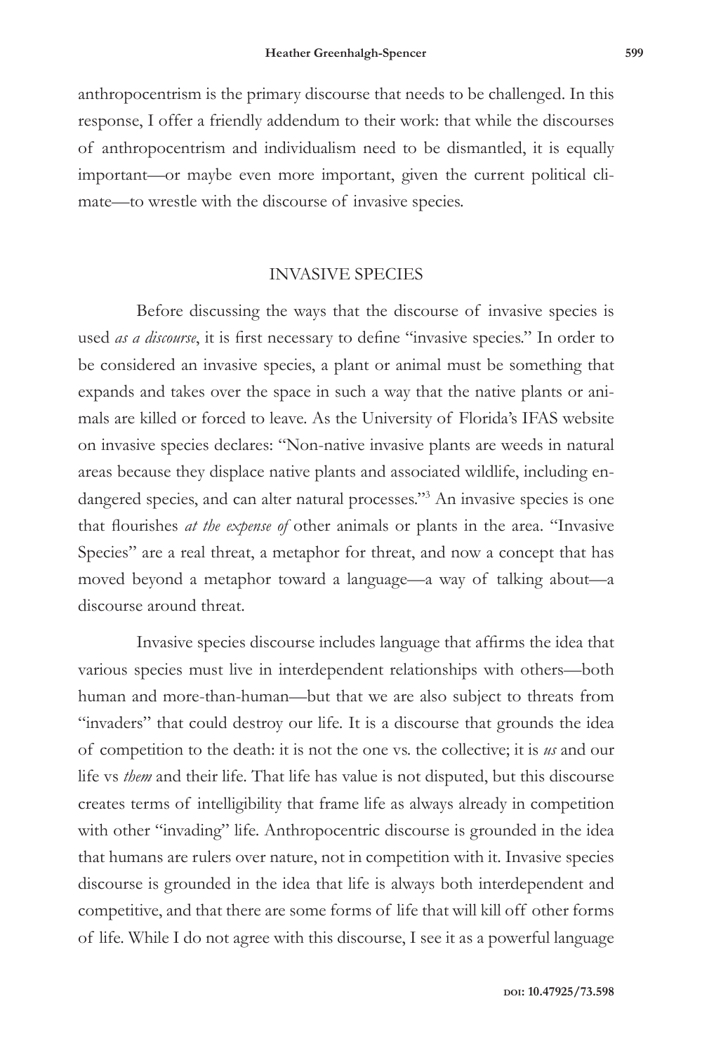anthropocentrism is the primary discourse that needs to be challenged. In this response, I offer a friendly addendum to their work: that while the discourses of anthropocentrism and individualism need to be dismantled, it is equally important—or maybe even more important, given the current political climate—to wrestle with the discourse of invasive species.

## INVASIVE SPECIES

Before discussing the ways that the discourse of invasive species is used *as a discourse*, it is first necessary to define "invasive species." In order to be considered an invasive species, a plant or animal must be something that expands and takes over the space in such a way that the native plants or animals are killed or forced to leave. As the University of Florida's IFAS website on invasive species declares: "Non-native invasive plants are weeds in natural areas because they displace native plants and associated wildlife, including endangered species, and can alter natural processes."[3] An invasive species is one that flourishes *at the expense of* other animals or plants in the area. "Invasive Species" are a real threat, a metaphor for threat, and now a concept that has moved beyond a metaphor toward a language—a way of talking about—a discourse around threat.

Invasive species discourse includes language that affirms the idea that various species must live in interdependent relationships with others—both human and more-than-human—but that we are also subject to threats from "invaders" that could destroy our life. It is a discourse that grounds the idea of competition to the death: it is not the one vs. the collective; it is *us* and our life vs *them* and their life. That life has value is not disputed, but this discourse creates terms of intelligibility that frame life as always already in competition with other "invading" life. Anthropocentric discourse is grounded in the idea that humans are rulers over nature, not in competition with it. Invasive species discourse is grounded in the idea that life is always both interdependent and competitive, and that there are some forms of life that will kill off other forms of life. While I do not agree with this discourse, I see it as a powerful language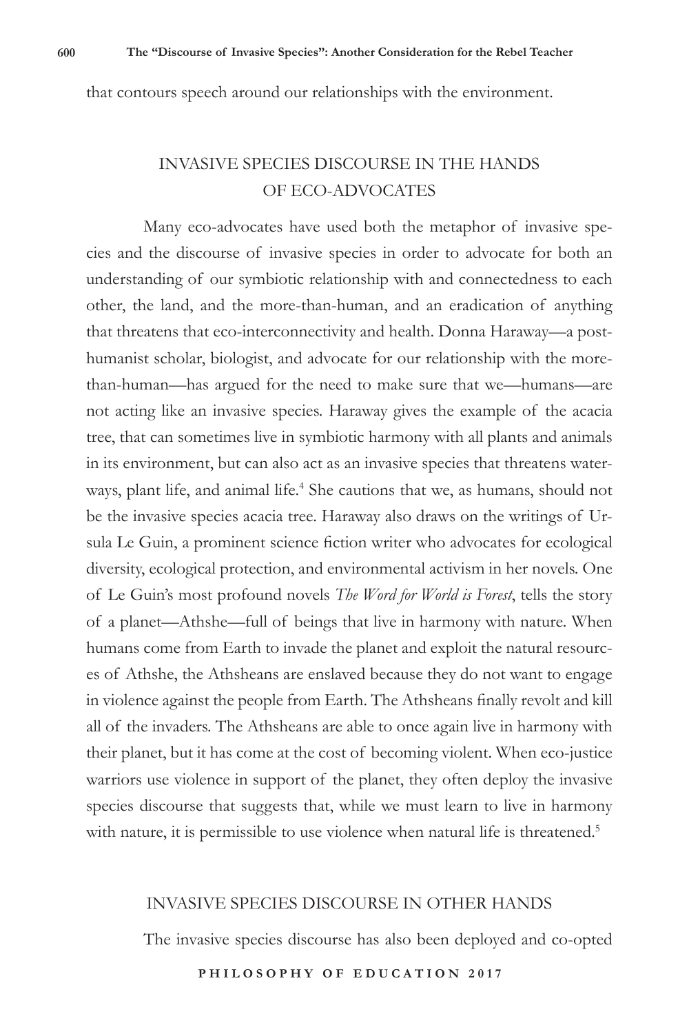that contours speech around our relationships with the environment.

## INVASIVE SPECIES DISCOURSE IN THE HANDS OF ECO-ADVOCATES

Many eco-advocates have used both the metaphor of invasive species and the discourse of invasive species in order to advocate for both an understanding of our symbiotic relationship with and connectedness to each other, the land, and the more-than-human, and an eradication of anything that threatens that eco-interconnectivity and health. Donna Haraway—a post-humanist scholar, biologist, and advocate for our relationship with the more-than-human—has argued for the need to make sure that we—humans—are not acting like an invasive species. Haraway gives the example of the acacia tree, that can sometimes live in symbiotic harmony with all plants and animals in its environment, but can also act as an invasive species that threatens waterways, plant life, and animal life.[4] She cautions that we, as humans, should not be the invasive species acacia tree. Haraway also draws on the writings of Ursula Le Guin, a prominent science fiction writer who advocates for ecological diversity, ecological protection, and environmental activism in her novels. One of Le Guin's most profound novels *The Word for World is Forest*, tells the story of a planet—Athshe—full of beings that live in harmony with nature. When humans come from Earth to invade the planet and exploit the natural resources of Athshe, the Athsheans are enslaved because they do not want to engage in violence against the people from Earth. The Athsheans finally revolt and kill all of the invaders. The Athsheans are able to once again live in harmony with their planet, but it has come at the cost of becoming violent. When eco-justice warriors use violence in support of the planet, they often deploy the invasive species discourse that suggests that, while we must learn to live in harmony with nature, it is permissible to use violence when natural life is threatened.[5]

## INVASIVE SPECIES DISCOURSE IN OTHER HANDS

The invasive species discourse has also been deployed and co-opted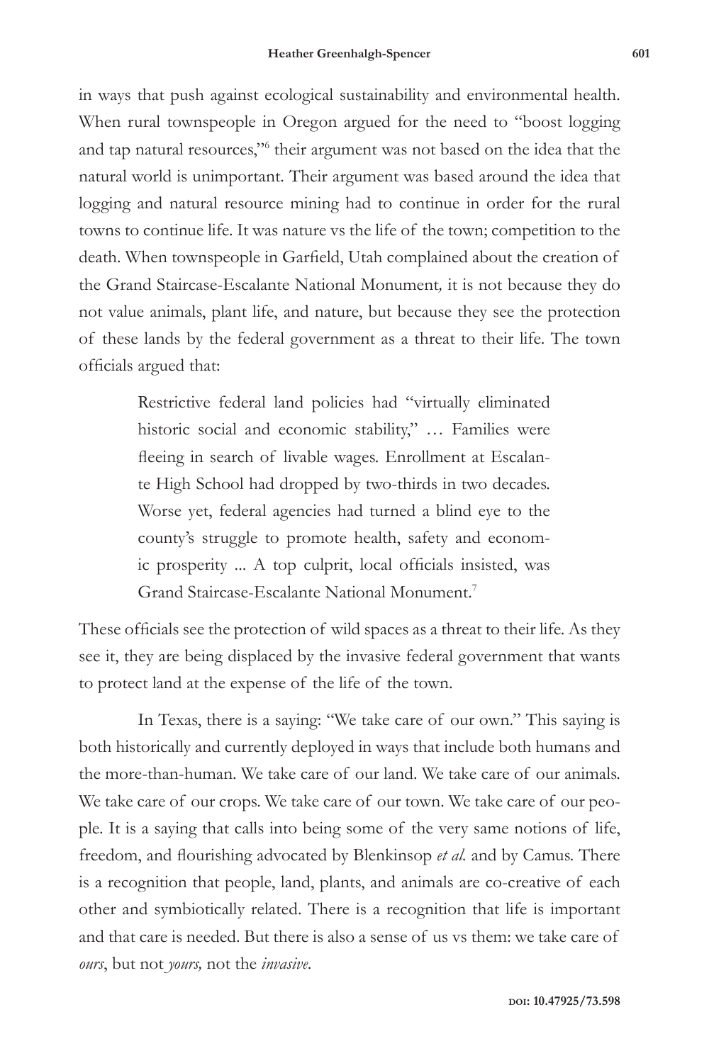in ways that push against ecological sustainability and environmental health. When rural townspeople in Oregon argued for the need to "boost logging and tap natural resources,"[6] their argument was not based on the idea that the natural world is unimportant. Their argument was based around the idea that logging and natural resource mining had to continue in order for the rural towns to continue life. It was nature vs the life of the town; competition to the death. When townspeople in Garfield, Utah complained about the creation of the Grand Staircase-Escalante National Monument*,* it is not because they do not value animals, plant life, and nature, but because they see the protection of these lands by the federal government as a threat to their life. The town officials argued that:

> Restrictive federal land policies had "virtually eliminated historic social and economic stability," … Families were fleeing in search of livable wages. Enrollment at Escalante High School had dropped by two-thirds in two decades. Worse yet, federal agencies had turned a blind eye to the county's struggle to promote health, safety and economic prosperity ... A top culprit, local officials insisted, was Grand Staircase-Escalante National Monument.[7]

These officials see the protection of wild spaces as a threat to their life. As they see it, they are being displaced by the invasive federal government that wants to protect land at the expense of the life of the town.

In Texas, there is a saying: "We take care of our own." This saying is both historically and currently deployed in ways that include both humans and the more-than-human. We take care of our land. We take care of our animals. We take care of our crops. We take care of our town. We take care of our people. It is a saying that calls into being some of the very same notions of life, freedom, and flourishing advocated by Blenkinsop *et al.* and by Camus. There is a recognition that people, land, plants, and animals are co-creative of each other and symbiotically related. There is a recognition that life is important and that care is needed. But there is also a sense of us vs them: we take care of *ours*, but not *yours,* not the *invasive*.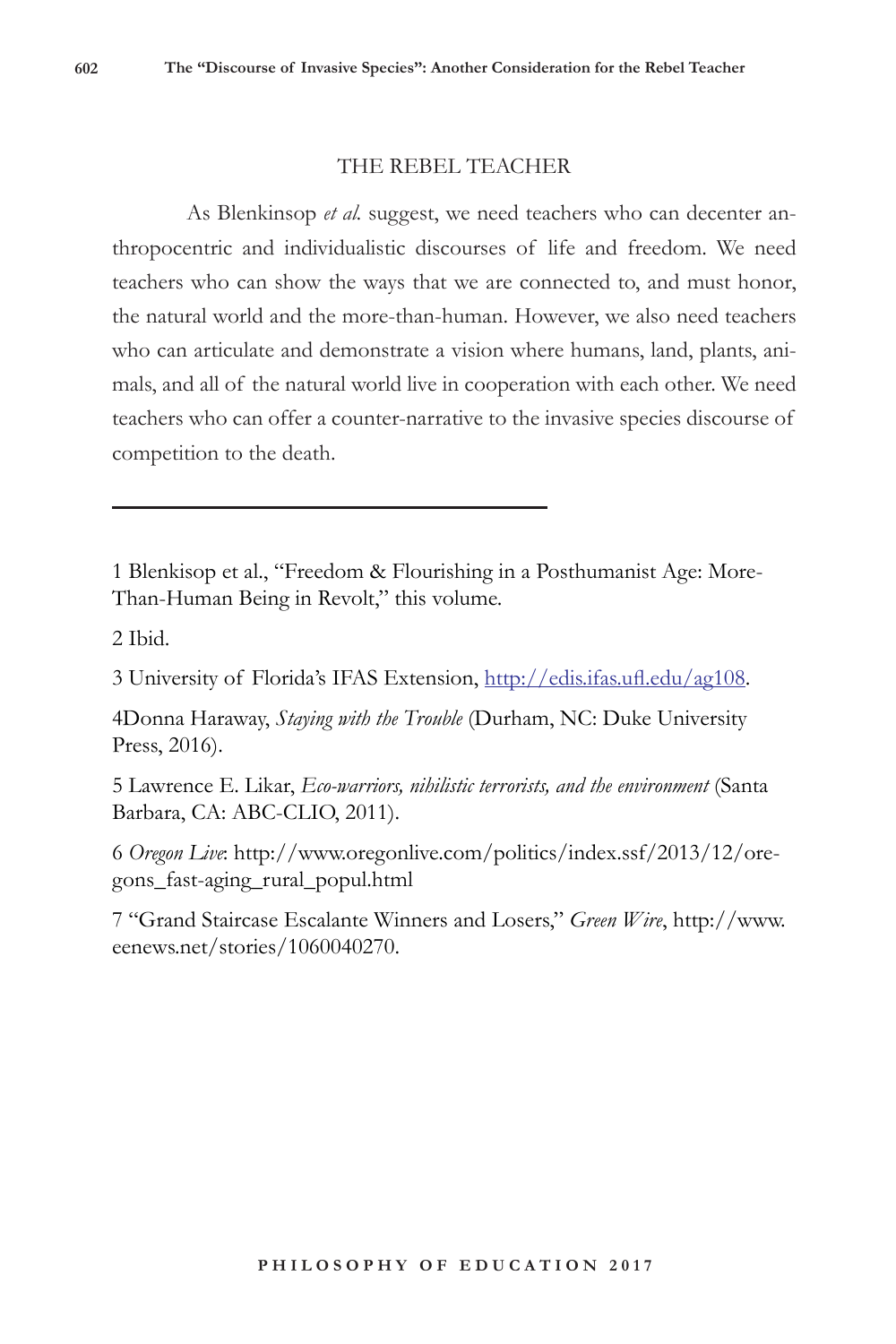## THE REBEL TEACHER

As Blenkinsop *et al.* suggest, we need teachers who can decenter anthropocentric and individualistic discourses of life and freedom. We need teachers who can show the ways that we are connected to, and must honor, the natural world and the more-than-human. However, we also need teachers who can articulate and demonstrate a vision where humans, land, plants, animals, and all of the natural world live in cooperation with each other. We need teachers who can offer a counter-narrative to the invasive species discourse of competition to the death.

---

1 Blenkisop et al., "Freedom & Flourishing in a Posthumanist Age: More-Than-Human Being in Revolt," this volume.

2 Ibid.

3 University of Florida's IFAS Extension, http://edis.ifas.ufl.edu/ag108.

4Donna Haraway, *Staying with the Trouble* (Durham, NC: Duke University Press, 2016).

5 Lawrence E. Likar, *Eco-warriors, nihilistic terrorists, and the environment* (Santa Barbara, CA: ABC-CLIO, 2011).

6 *Oregon Live*: http://www.oregonlive.com/politics/index.ssf/2013/12/oregons_fast-aging_rural_popul.html

7 "Grand Staircase Escalante Winners and Losers," *Green Wire*, http://www.eenews.net/stories/1060040270.